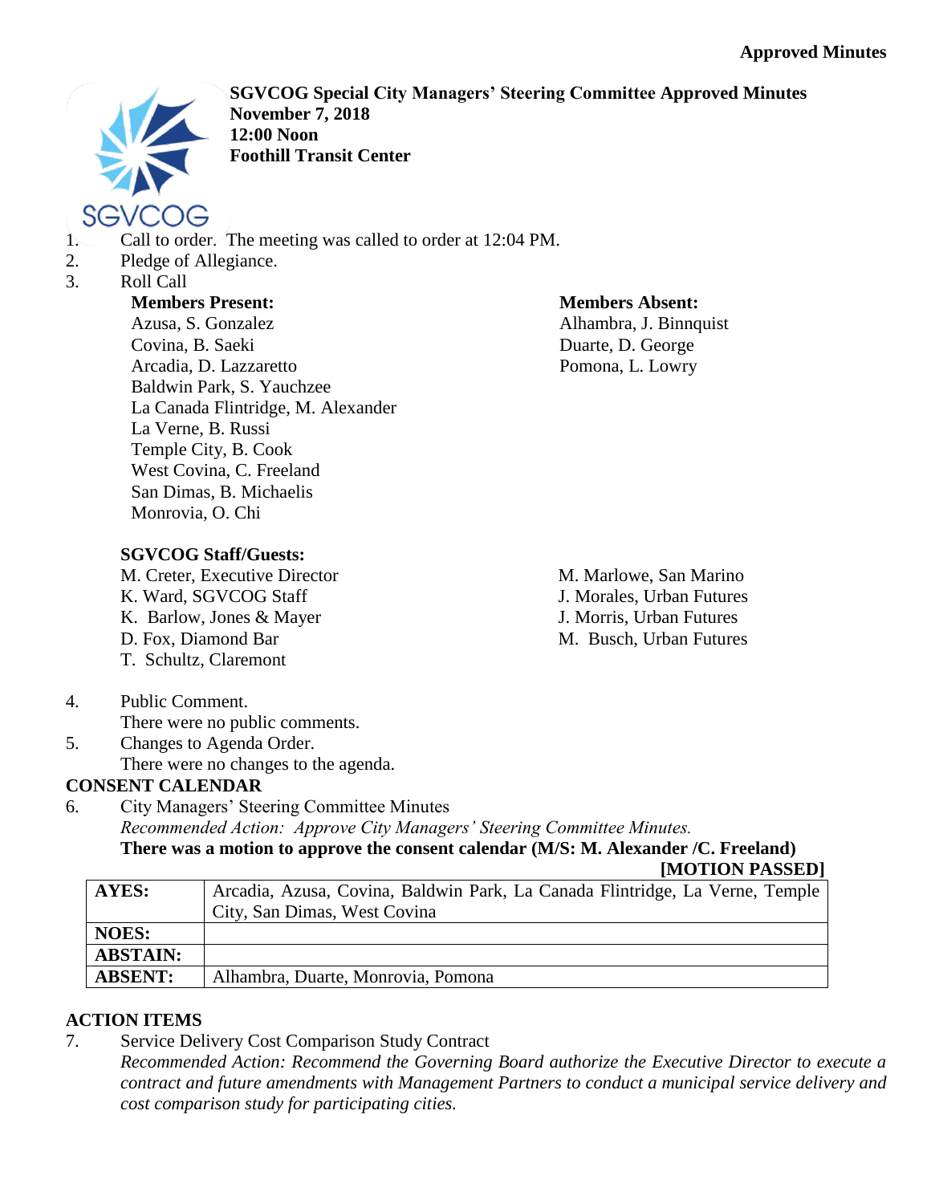**Approved Minutes**

**SGVCOG Special City Managers' Steering Committee Approved Minutes**
**November 7, 2018**
**12:00 Noon**
**Foothill Transit Center**

1. Call to order. The meeting was called to order at 12:04 PM.
2. Pledge of Allegiance.
3. Roll Call

**Members Present:**
Azusa, S. Gonzalez
Covina, B. Saeki
Arcadia, D. Lazzaretto
Baldwin Park, S. Yauchzee
La Canada Flintridge, M. Alexander
La Verne, B. Russi
Temple City, B. Cook
West Covina, C. Freeland
San Dimas, B. Michaelis
Monrovia, O. Chi

**Members Absent:**
Alhambra, J. Binnquist
Duarte, D. George
Pomona, L. Lowry

**SGVCOG Staff/Guests:**
M. Creter, Executive Director
K. Ward, SGVCOG Staff
K. Barlow, Jones & Mayer
D. Fox, Diamond Bar
T. Schultz, Claremont
M. Marlowe, San Marino
J. Morales, Urban Futures
J. Morris, Urban Futures
M. Busch, Urban Futures

4. Public Comment.
   There were no public comments.
5. Changes to Agenda Order.
   There were no changes to the agenda.

**CONSENT CALENDAR**

6. City Managers' Steering Committee Minutes
   *Recommended Action: Approve City Managers' Steering Committee Minutes.*
   **There was a motion to approve the consent calendar (M/S: M. Alexander /C. Freeland)**
   **[MOTION PASSED]**

| **AYES:** | Arcadia, Azusa, Covina, Baldwin Park, La Canada Flintridge, La Verne, Temple City, San Dimas, West Covina |
|---|---|
| **NOES:** | |
| **ABSTAIN:** | |
| **ABSENT:** | Alhambra, Duarte, Monrovia, Pomona |

**ACTION ITEMS**

7. Service Delivery Cost Comparison Study Contract
   *Recommended Action: Recommend the Governing Board authorize the Executive Director to execute a contract and future amendments with Management Partners to conduct a municipal service delivery and cost comparison study for participating cities.*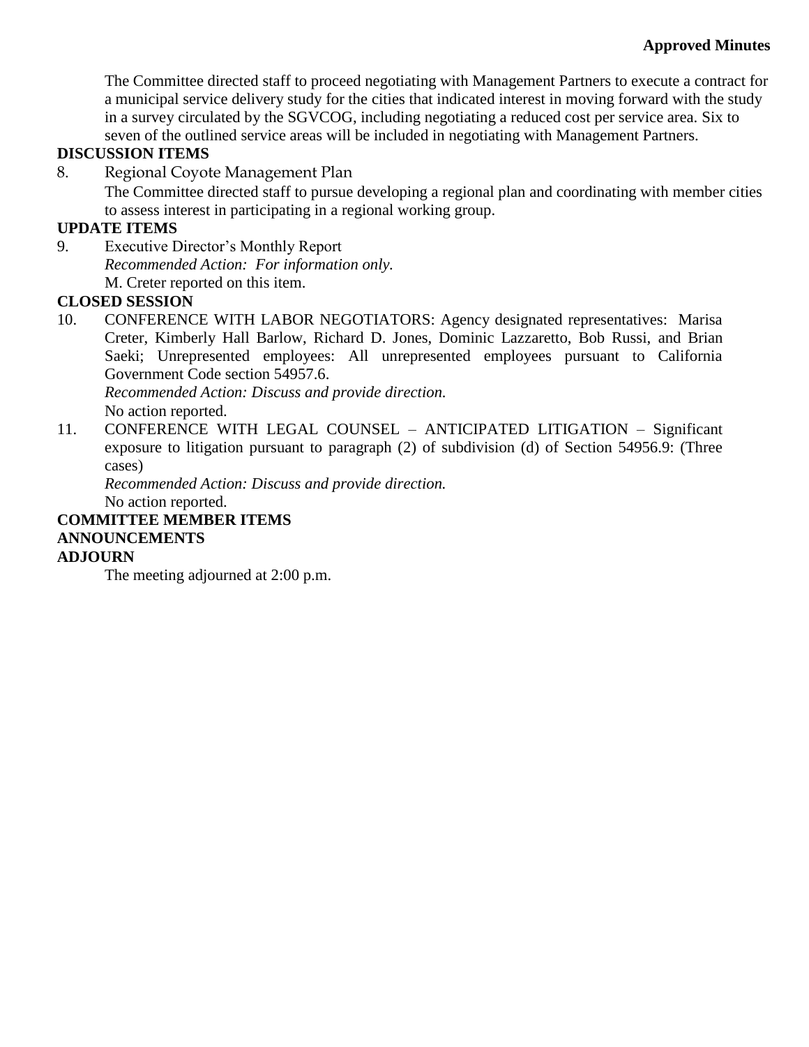The Committee directed staff to proceed negotiating with Management Partners to execute a contract for a municipal service delivery study for the cities that indicated interest in moving forward with the study in a survey circulated by the SGVCOG, including negotiating a reduced cost per service area. Six to seven of the outlined service areas will be included in negotiating with Management Partners.

**DISCUSSION ITEMS**

8. Regional Coyote Management Plan

   The Committee directed staff to pursue developing a regional plan and coordinating with member cities to assess interest in participating in a regional working group.

**UPDATE ITEMS**

9. Executive Director's Monthly Report

   *Recommended Action: For information only.*

   M. Creter reported on this item.

**CLOSED SESSION**

10. CONFERENCE WITH LABOR NEGOTIATORS: Agency designated representatives: Marisa Creter, Kimberly Hall Barlow, Richard D. Jones, Dominic Lazzaretto, Bob Russi, and Brian Saeki; Unrepresented employees: All unrepresented employees pursuant to California Government Code section 54957.6.

    *Recommended Action: Discuss and provide direction.*

    No action reported.

11. CONFERENCE WITH LEGAL COUNSEL – ANTICIPATED LITIGATION – Significant exposure to litigation pursuant to paragraph (2) of subdivision (d) of Section 54956.9: (Three cases)

    *Recommended Action: Discuss and provide direction.*

    No action reported.

**COMMITTEE MEMBER ITEMS**

**ANNOUNCEMENTS**

**ADJOURN**

The meeting adjourned at 2:00 p.m.